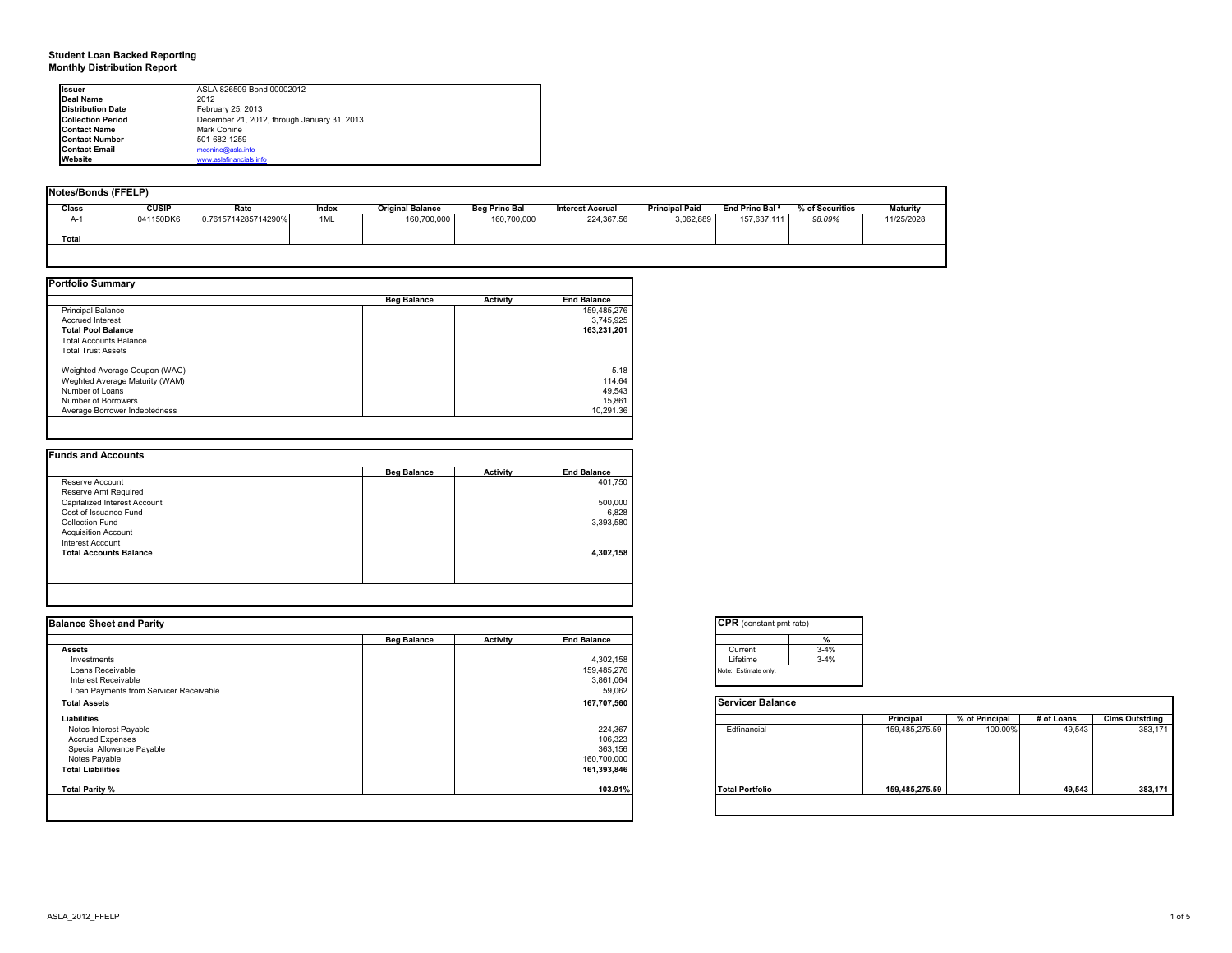**Student Loan Backed Reporting**
**Monthly Distribution Report**

| | |
|---|---|
| **Issuer** | ASLA 826509 Bond 00002012 |
| **Deal Name** | 2012 |
| **Distribution Date** | February 25, 2013 |
| **Collection Period** | December 21, 2012, through January 31, 2013 |
| **Contact Name** | Mark Conine |
| **Contact Number** | 501-682-1259 |
| **Contact Email** | mconine@asla.info |
| **Website** | www.aslafinancials.info |

**Notes/Bonds (FFELP)**

| Class | CUSIP | Rate | Index | Original Balance | Beg Princ Bal | Interest Accrual | Principal Paid | End Princ Bal * | % of Securities | Maturity |
|---|---|---|---|---|---|---|---|---|---|---|
| A-1 | 041150DK6 | 0.7615714285714290% | 1ML | 160,700,000 | 160,700,000 | 224,367.56 | 3,062,889 | 157,637,111 | *98.09%* | 11/25/2028 |
| **Total** | | | | | | | | | | |

**Portfolio Summary**

| | Beg Balance | Activity | End Balance |
|---|---|---|---|
| Principal Balance | | | 159,485,276 |
| Accrued Interest | | | 3,745,925 |
| **Total Pool Balance** | | | **163,231,201** |
| Total Accounts Balance | | | |
| Total Trust Assets | | | |
| | | | |
| Weighted Average Coupon (WAC) | | | 5.18 |
| Weghted Average Maturity (WAM) | | | 114.64 |
| Number of Loans | | | 49,543 |
| Number of Borrowers | | | 15,861 |
| Average Borrower Indebtedness | | | 10,291.36 |

**Funds and Accounts**

| | Beg Balance | Activity | End Balance |
|---|---|---|---|
| Reserve Account | | | 401,750 |
| Reserve Amt Required | | | |
| Capitalized Interest Account | | | 500,000 |
| Cost of Issuance Fund | | | 6,828 |
| Collection Fund | | | 3,393,580 |
| Acquisition Account | | | |
| Interest Account | | | |
| **Total Accounts Balance** | | | **4,302,158** |

**Balance Sheet and Parity**

| | Beg Balance | Activity | End Balance |
|---|---|---|---|
| **Assets** | | | |
| Investments | | | 4,302,158 |
| Loans Receivable | | | 159,485,276 |
| Interest Receivable | | | 3,861,064 |
| Loan Payments from Servicer Receivable | | | 59,062 |
| **Total Assets** | | | **167,707,560** |
| **Liabilities** | | | |
| Notes Interest Payable | | | 224,367 |
| Accrued Expenses | | | 106,323 |
| Special Allowance Payable | | | 363,156 |
| Notes Payable | | | 160,700,000 |
| **Total Liabilities** | | | **161,393,846** |
| **Total Parity %** | | | **103.91%** |

**CPR** (constant pmt rate)

| | % |
|---|---|
| Current | 3-4% |
| Lifetime | 3-4% |

Note: Estimate only.

**Servicer Balance**

| | Principal | % of Principal | # of Loans | Clms Outstding |
|---|---|---|---|---|
| Edfinancial | 159,485,275.59 | 100.00% | 49,543 | 383,171 |
| **Total Portfolio** | **159,485,275.59** | | **49,543** | **383,171** |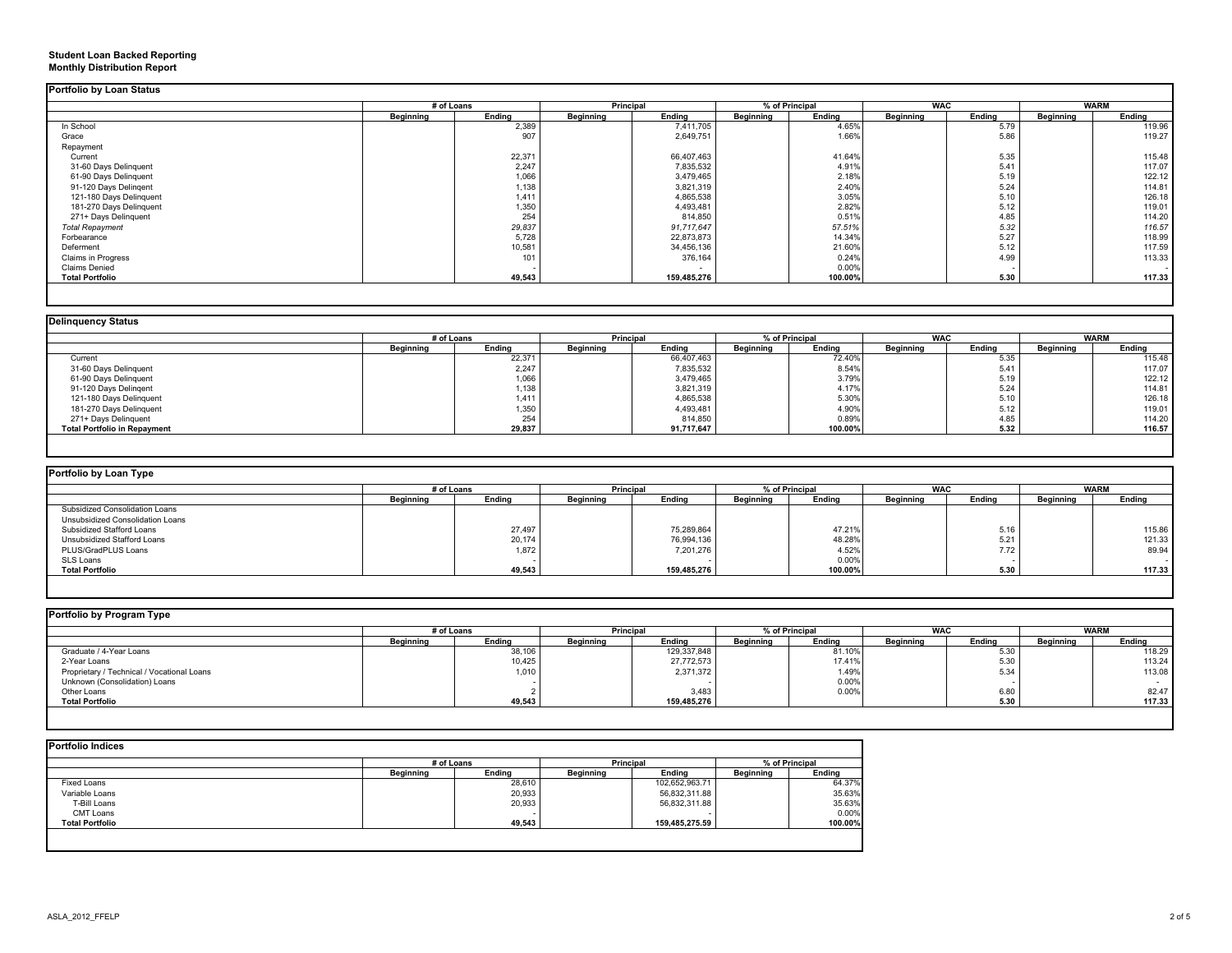**Student Loan Backed Reporting**
**Monthly Distribution Report**

## Portfolio by Loan Status

| | # of Loans | | Principal | | % of Principal | | WAC | | WARM | |
|---|---|---|---|---|---|---|---|---|---|---|
| | Beginning | Ending | Beginning | Ending | Beginning | Ending | Beginning | Ending | Beginning | Ending |
| In School | | 2,389 | | 7,411,705 | | 4.65% | | 5.79 | | 119.96 |
| Grace | | 907 | | 2,649,751 | | 1.66% | | 5.86 | | 119.27 |
| Repayment | | | | | | | | | | |
| Current | | 22,371 | | 66,407,463 | | 41.64% | | 5.35 | | 115.48 |
| 31-60 Days Delinquent | | 2,247 | | 7,835,532 | | 4.91% | | 5.41 | | 117.07 |
| 61-90 Days Delinquent | | 1,066 | | 3,479,465 | | 2.18% | | 5.19 | | 122.12 |
| 91-120 Days Delingent | | 1,138 | | 3,821,319 | | 2.40% | | 5.24 | | 114.81 |
| 121-180 Days Delinquent | | 1,411 | | 4,865,538 | | 3.05% | | 5.10 | | 126.18 |
| 181-270 Days Delinquent | | 1,350 | | 4,493,481 | | 2.82% | | 5.12 | | 119.01 |
| 271+ Days Delinquent | | 254 | | 814,850 | | 0.51% | | 4.85 | | 114.20 |
| *Total Repayment* | | *29,837* | | *91,717,647* | | *57.51%* | | *5.32* | | *116.57* |
| Forbearance | | 5,728 | | 22,873,873 | | 14.34% | | 5.27 | | 118.99 |
| Deferment | | 10,581 | | 34,456,136 | | 21.60% | | 5.12 | | 117.59 |
| Claims in Progress | | 101 | | 376,164 | | 0.24% | | 4.99 | | 113.33 |
| Claims Denied | | - | | - | | 0.00% | | - | | - |
| **Total Portfolio** | | **49,543** | | **159,485,276** | | **100.00%** | | **5.30** | | **117.33** |

## Delinquency Status

| | # of Loans | | Principal | | % of Principal | | WAC | | WARM | |
|---|---|---|---|---|---|---|---|---|---|---|
| | Beginning | Ending | Beginning | Ending | Beginning | Ending | Beginning | Ending | Beginning | Ending |
| Current | | 22,371 | | 66,407,463 | | 72.40% | | 5.35 | | 115.48 |
| 31-60 Days Delinquent | | 2,247 | | 7,835,532 | | 8.54% | | 5.41 | | 117.07 |
| 61-90 Days Delinquent | | 1,066 | | 3,479,465 | | 3.79% | | 5.19 | | 122.12 |
| 91-120 Days Delingent | | 1,138 | | 3,821,319 | | 4.17% | | 5.24 | | 114.81 |
| 121-180 Days Delinquent | | 1,411 | | 4,865,538 | | 5.30% | | 5.10 | | 126.18 |
| 181-270 Days Delinquent | | 1,350 | | 4,493,481 | | 4.90% | | 5.12 | | 119.01 |
| 271+ Days Delinquent | | 254 | | 814,850 | | 0.89% | | 4.85 | | 114.20 |
| **Total Portfolio in Repayment** | | **29,837** | | **91,717,647** | | **100.00%** | | **5.32** | | **116.57** |

## Portfolio by Loan Type

| | # of Loans | | Principal | | % of Principal | | WAC | | WARM | |
|---|---|---|---|---|---|---|---|---|---|---|
| | Beginning | Ending | Beginning | Ending | Beginning | Ending | Beginning | Ending | Beginning | Ending |
| Subsidized Consolidation Loans | | | | | | | | | | |
| Unsubsidized Consolidation Loans | | | | | | | | | | |
| Subsidized Stafford Loans | | 27,497 | | 75,289,864 | | 47.21% | | 5.16 | | 115.86 |
| Unsubsidized Stafford Loans | | 20,174 | | 76,994,136 | | 48.28% | | 5.21 | | 121.33 |
| PLUS/GradPLUS Loans | | 1,872 | | 7,201,276 | | 4.52% | | 7.72 | | 89.94 |
| SLS Loans | | - | | - | | 0.00% | | - | | - |
| **Total Portfolio** | | **49,543** | | **159,485,276** | | **100.00%** | | **5.30** | | **117.33** |

## Portfolio by Program Type

| | # of Loans | | Principal | | % of Principal | | WAC | | WARM | |
|---|---|---|---|---|---|---|---|---|---|---|
| | Beginning | Ending | Beginning | Ending | Beginning | Ending | Beginning | Ending | Beginning | Ending |
| Graduate / 4-Year Loans | | 38,106 | | 129,337,848 | | 81.10% | | 5.30 | | 118.29 |
| 2-Year Loans | | 10,425 | | 27,772,573 | | 17.41% | | 5.30 | | 113.24 |
| Proprietary / Technical / Vocational Loans | | 1,010 | | 2,371,372 | | 1.49% | | 5.34 | | 113.08 |
| Unknown (Consolidation) Loans | | - | | - | | 0.00% | | - | | - |
| Other Loans | | 2 | | 3,483 | | 0.00% | | 6.80 | | 82.47 |
| **Total Portfolio** | | **49,543** | | **159,485,276** | | **100.00%** | | **5.30** | | **117.33** |

## Portfolio Indices

| | # of Loans | | Principal | | % of Principal | |
|---|---|---|---|---|---|---|
| | Beginning | Ending | Beginning | Ending | Beginning | Ending |
| Fixed Loans | | 28,610 | | 102,652,963.71 | | 64.37% |
| Variable Loans | | 20,933 | | 56,832,311.88 | | 35.63% |
| T-Bill Loans | | 20,933 | | 56,832,311.88 | | 35.63% |
| CMT Loans | | - | | - | | 0.00% |
| **Total Portfolio** | | **49,543** | | **159,485,275.59** | | **100.00%** |

ASLA_2012_FFELP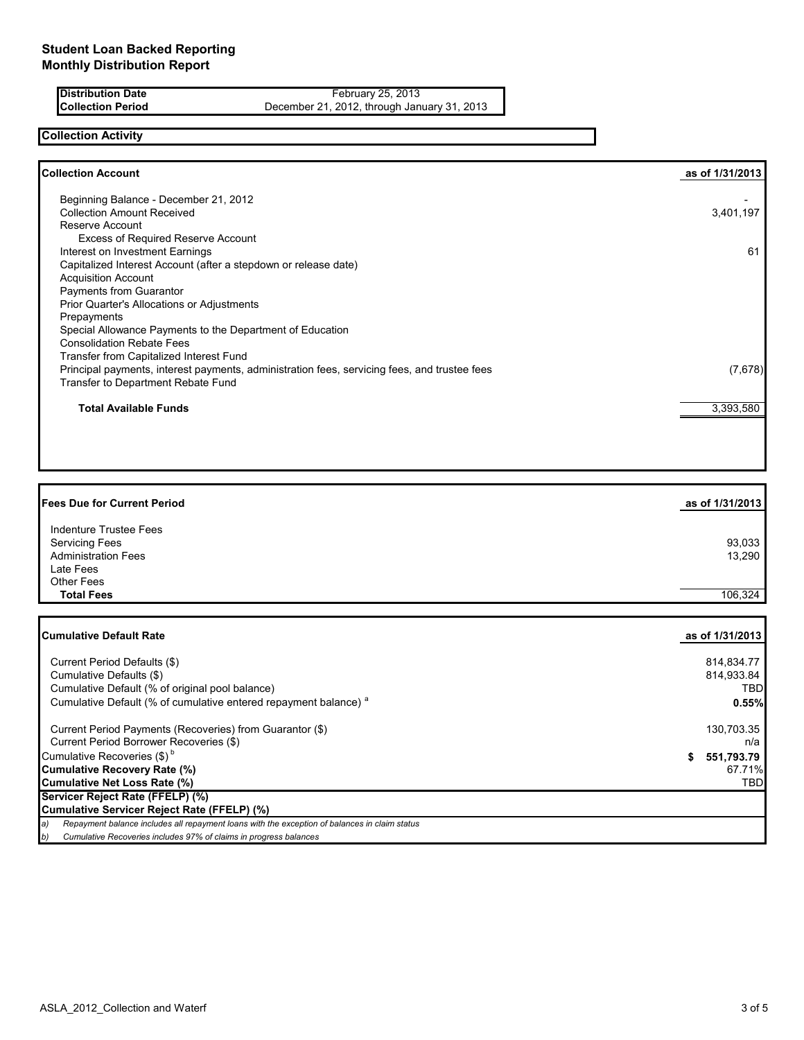# Student Loan Backed Reporting
## Monthly Distribution Report

| | |
|---|---|
| **Distribution Date** | February 25, 2013 |
| **Collection Period** | December 21, 2012, through January 31, 2013 |

### Collection Activity

| **Collection Account** | **as of 1/31/2013** |
|---|---|
| Beginning Balance - December 21, 2012 | - |
| Collection Amount Received | 3,401,197 |
| Reserve Account | |
| Excess of Required Reserve Account | |
| Interest on Investment Earnings | 61 |
| Capitalized Interest Account (after a stepdown or release date) | |
| Acquisition Account | |
| Payments from Guarantor | |
| Prior Quarter's Allocations or Adjustments | |
| Prepayments | |
| Special Allowance Payments to the Department of Education | |
| Consolidation Rebate Fees | |
| Transfer from Capitalized Interest Fund | |
| Principal payments, interest payments, administration fees, servicing fees, and trustee fees | (7,678) |
| Transfer to Department Rebate Fund | |
| **Total Available Funds** | 3,393,580 |

| **Fees Due for Current Period** | **as of 1/31/2013** |
|---|---|
| Indenture Trustee Fees | |
| Servicing Fees | 93,033 |
| Administration Fees | 13,290 |
| Late Fees | |
| Other Fees | |
| **Total Fees** | 106,324 |

| **Cumulative Default Rate** | **as of 1/31/2013** |
|---|---|
| Current Period Defaults ($) | 814,834.77 |
| Cumulative Defaults ($) | 814,933.84 |
| Cumulative Default (% of original pool balance) | TBD |
| Cumulative Default (% of cumulative entered repayment balance) [a] | **0.55%** |
| Current Period Payments (Recoveries) from Guarantor ($) | 130,703.35 |
| Current Period Borrower Recoveries ($) | n/a |
| Cumulative Recoveries ($) [b] | **$ 551,793.79** |
| **Cumulative Recovery Rate (%)** | 67.71% |
| **Cumulative Net Loss Rate (%)** | TBD |
| **Servicer Reject Rate (FFELP) (%)** | |
| **Cumulative Servicer Reject Rate (FFELP) (%)** | |

*a) Repayment balance includes all repayment loans with the exception of balances in claim status*

*b) Cumulative Recoveries includes 97% of claims in progress balances*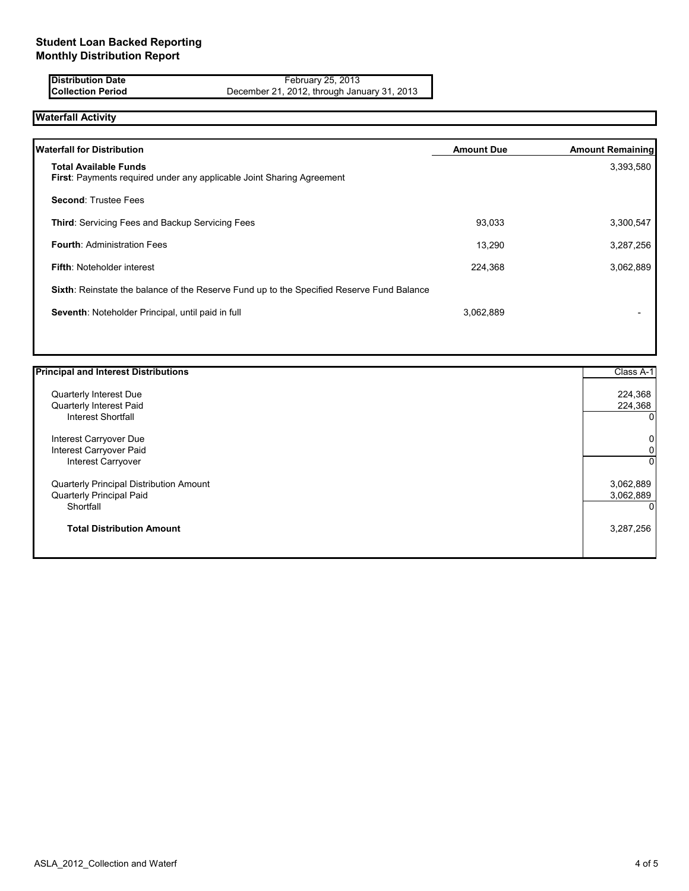# Student Loan Backed Reporting
## Monthly Distribution Report

| | |
|---|---|
| **Distribution Date** | February 25, 2013 |
| **Collection Period** | December 21, 2012, through January 31, 2013 |

## Waterfall Activity

| Waterfall for Distribution | Amount Due | Amount Remaining |
|---|---|---|
| **Total Available Funds** | | 3,393,580 |
| **First**: Payments required under any applicable Joint Sharing Agreement | | |
| **Second**: Trustee Fees | | |
| **Third**: Servicing Fees and Backup Servicing Fees | 93,033 | 3,300,547 |
| **Fourth**: Administration Fees | 13,290 | 3,287,256 |
| **Fifth**: Noteholder interest | 224,368 | 3,062,889 |
| **Sixth**: Reinstate the balance of the Reserve Fund up to the Specified Reserve Fund Balance | | |
| **Seventh**: Noteholder Principal, until paid in full | 3,062,889 | - |

| Principal and Interest Distributions | Class A-1 |
|---|---|
| Quarterly Interest Due | 224,368 |
| Quarterly Interest Paid | 224,368 |
| Interest Shortfall | 0 |
| Interest Carryover Due | 0 |
| Interest Carryover Paid | 0 |
| Interest Carryover | 0 |
| Quarterly Principal Distribution Amount | 3,062,889 |
| Quarterly Principal Paid | 3,062,889 |
| Shortfall | 0 |
| **Total Distribution Amount** | 3,287,256 |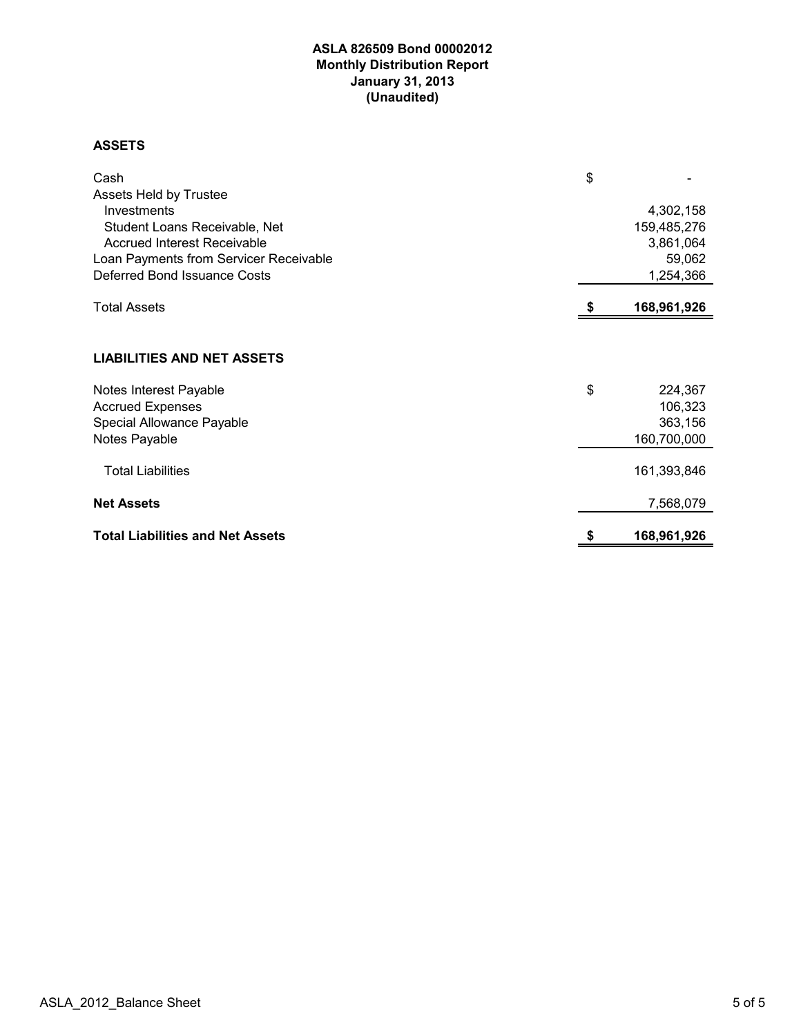**ASLA 826509 Bond 00002012**
**Monthly Distribution Report**
**January 31, 2013**
**(Unaudited)**

## ASSETS

| | | |
|---|---|---|
| Cash | $ | - |
| Assets Held by Trustee | | |
| Investments | | 4,302,158 |
| Student Loans Receivable, Net | | 159,485,276 |
| Accrued Interest Receivable | | 3,861,064 |
| Loan Payments from Servicer Receivable | | 59,062 |
| Deferred Bond Issuance Costs | | 1,254,366 |
| Total Assets | **$** | **168,961,926** |

## LIABILITIES AND NET ASSETS

| | | |
|---|---|---|
| Notes Interest Payable | $ | 224,367 |
| Accrued Expenses | | 106,323 |
| Special Allowance Payable | | 363,156 |
| Notes Payable | | 160,700,000 |
| Total Liabilities | | 161,393,846 |
| **Net Assets** | | 7,568,079 |
| **Total Liabilities and Net Assets** | **$** | **168,961,926** |